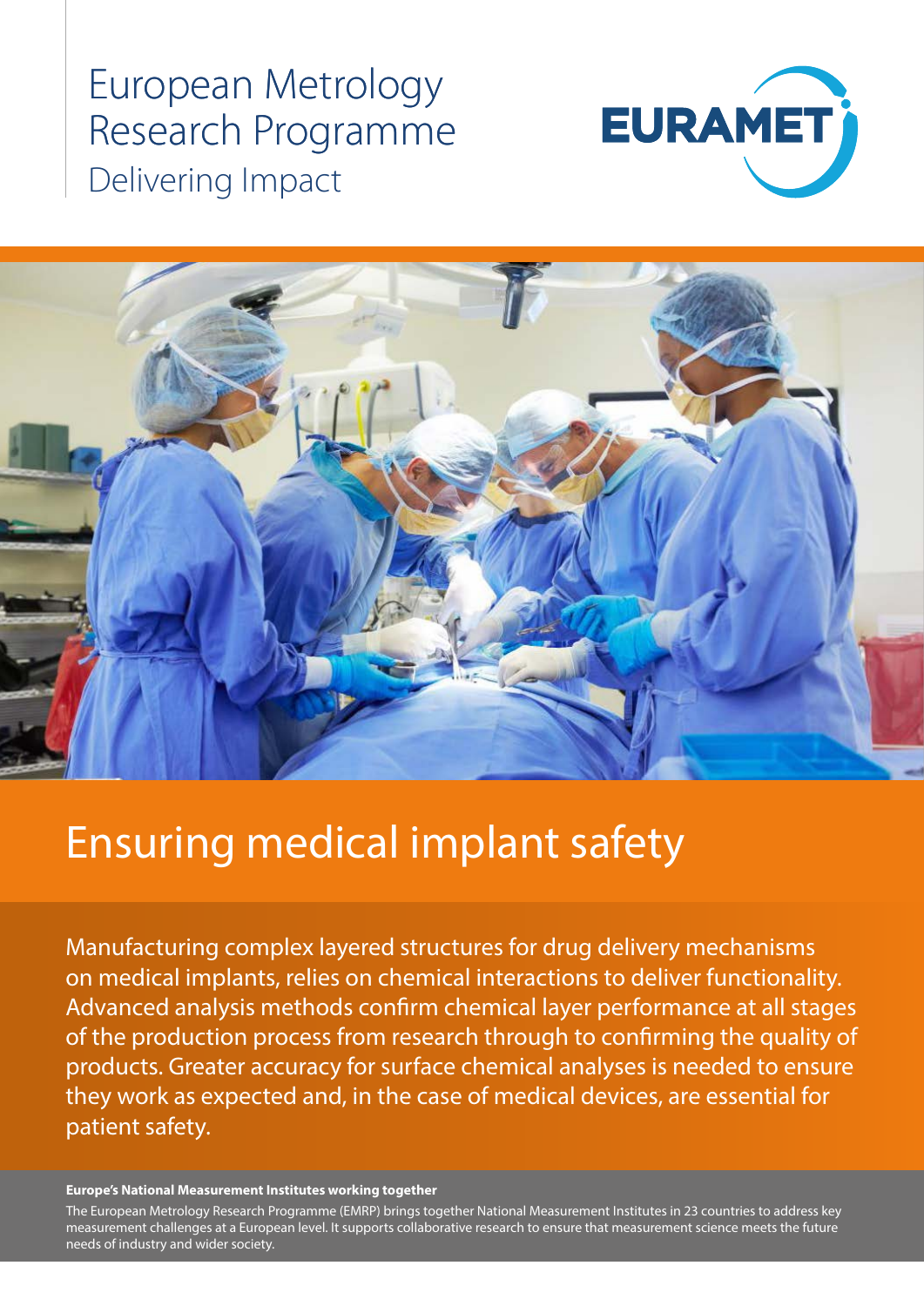European Metrology Research Programme
Delivering Impact

EURAMET

# Ensuring medical implant safety

Manufacturing complex layered structures for drug delivery mechanisms on medical implants, relies on chemical interactions to deliver functionality. Advanced analysis methods confirm chemical layer performance at all stages of the production process from research through to confirming the quality of products. Greater accuracy for surface chemical analyses is needed to ensure they work as expected and, in the case of medical devices, are essential for patient safety.

**Europe's National Measurement Institutes working together**

The European Metrology Research Programme (EMRP) brings together National Measurement Institutes in 23 countries to address key measurement challenges at a European level. It supports collaborative research to ensure that measurement science meets the future needs of industry and wider society.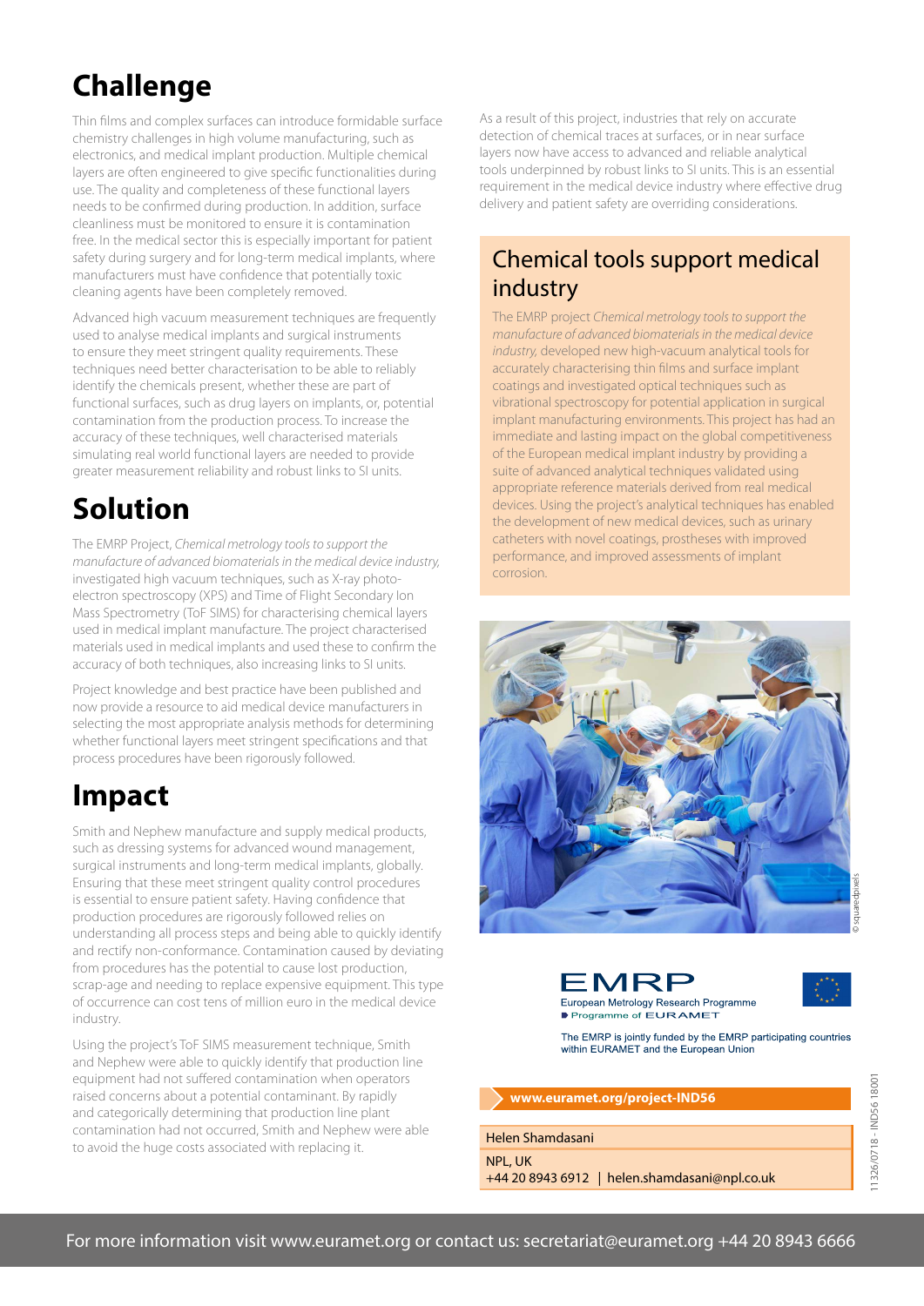# Challenge

Thin films and complex surfaces can introduce formidable surface chemistry challenges in high volume manufacturing, such as electronics, and medical implant production. Multiple chemical layers are often engineered to give specific functionalities during use. The quality and completeness of these functional layers needs to be confirmed during production. In addition, surface cleanliness must be monitored to ensure it is contamination free. In the medical sector this is especially important for patient safety during surgery and for long-term medical implants, where manufacturers must have confidence that potentially toxic cleaning agents have been completely removed.

Advanced high vacuum measurement techniques are frequently used to analyse medical implants and surgical instruments to ensure they meet stringent quality requirements. These techniques need better characterisation to be able to reliably identify the chemicals present, whether these are part of functional surfaces, such as drug layers on implants, or, potential contamination from the production process. To increase the accuracy of these techniques, well characterised materials simulating real world functional layers are needed to provide greater measurement reliability and robust links to SI units.

# Solution

The EMRP Project, *Chemical metrology tools to support the manufacture of advanced biomaterials in the medical device industry,* investigated high vacuum techniques, such as X-ray photo-electron spectroscopy (XPS) and Time of Flight Secondary Ion Mass Spectrometry (ToF SIMS) for characterising chemical layers used in medical implant manufacture. The project characterised materials used in medical implants and used these to confirm the accuracy of both techniques, also increasing links to SI units.

Project knowledge and best practice have been published and now provide a resource to aid medical device manufacturers in selecting the most appropriate analysis methods for determining whether functional layers meet stringent specifications and that process procedures have been rigorously followed.

# Impact

Smith and Nephew manufacture and supply medical products, such as dressing systems for advanced wound management, surgical instruments and long-term medical implants, globally. Ensuring that these meet stringent quality control procedures is essential to ensure patient safety. Having confidence that production procedures are rigorously followed relies on understanding all process steps and being able to quickly identify and rectify non-conformance. Contamination caused by deviating from procedures has the potential to cause lost production, scrap-age and needing to replace expensive equipment. This type of occurrence can cost tens of million euro in the medical device industry.

Using the project's ToF SIMS measurement technique, Smith and Nephew were able to quickly identify that production line equipment had not suffered contamination when operators raised concerns about a potential contaminant. By rapidly and categorically determining that production line plant contamination had not occurred, Smith and Nephew were able to avoid the huge costs associated with replacing it.

As a result of this project, industries that rely on accurate detection of chemical traces at surfaces, or in near surface layers now have access to advanced and reliable analytical tools underpinned by robust links to SI units. This is an essential requirement in the medical device industry where effective drug delivery and patient safety are overriding considerations.

## Chemical tools support medical industry

The EMRP project *Chemical metrology tools to support the manufacture of advanced biomaterials in the medical device industry,* developed new high-vacuum analytical tools for accurately characterising thin films and surface implant coatings and investigated optical techniques such as vibrational spectroscopy for potential application in surgical implant manufacturing environments. This project has had an immediate and lasting impact on the global competitiveness of the European medical implant industry by providing a suite of advanced analytical techniques validated using appropriate reference materials derived from real medical devices. Using the project's analytical techniques has enabled the development of new medical devices, such as urinary catheters with novel coatings, prostheses with improved performance, and improved assessments of implant corrosion.

© squaredpixels

EMRP
European Metrology Research Programme
Programme of EURAMET

The EMRP is jointly funded by the EMRP participating countries within EURAMET and the European Union

**www.euramet.org/project-IND56**

Helen Shamdasani

NPL, UK
+44 20 8943 6912 | helen.shamdasani@npl.co.uk

11326/0718 - IND56 18001

For more information visit www.euramet.org or contact us: secretariat@euramet.org +44 20 8943 6666